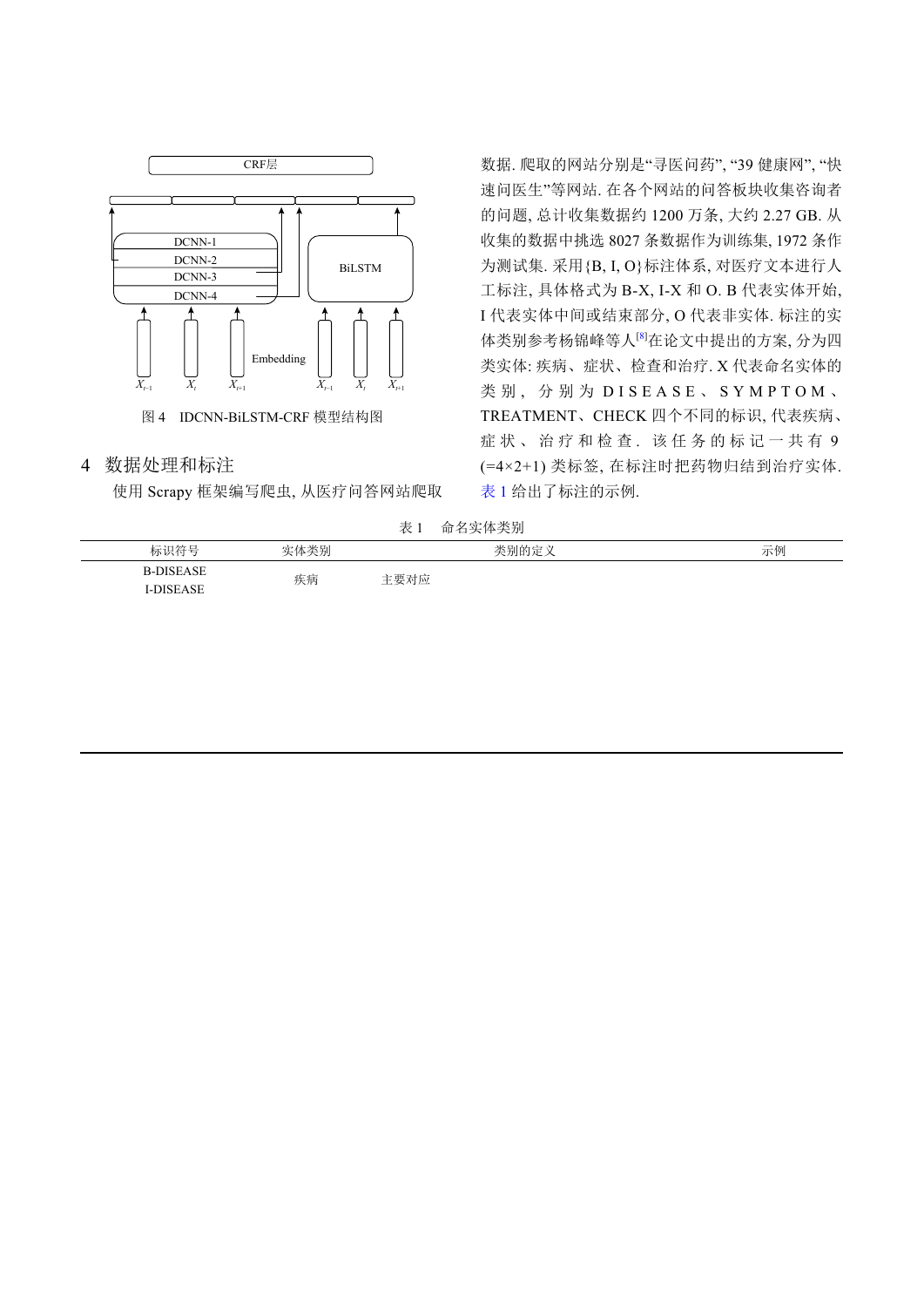CRF层

DCNN-1
DCNN-2
DCNN-3
DCNN-4

BiLSTM

Embedding

$X_{t-1}$ $X_t$ $X_{t+1}$ $X_{t-1}$ $X_t$ $X_{t+1}$

图 4　IDCNN-BiLSTM-CRF 模型结构图

## 4　数据处理和标注

使用 Scrapy 框架编写爬虫, 从医疗问答网站爬取数据. 爬取的网站分别是“寻医问药”, “39 健康网”, “快速问医生”等网站. 在各个网站的问答板块收集咨询者的问题, 总计收集数据约 1200 万条, 大约 2.27 GB. 从收集的数据中挑选 8027 条数据作为训练集, 1972 条作为测试集. 采用{B, I, O}标注体系, 对医疗文本进行人工标注, 具体格式为 B-X, I-X 和 O. B 代表实体开始, I 代表实体中间或结束部分, O 代表非实体. 标注的实体类别参考杨锦峰等人[8]在论文中提出的方案, 分为四类实体: 疾病、症状、检查和治疗. X 代表命名实体的类别, 分别为 DISEASE、SYMPTOM、TREATMENT、CHECK 四个不同的标识, 代表疾病、症状、治疗和检查. 该任务的标记一共有 9 (=4×2+1) 类标签, 在标注时把药物归结到治疗实体. 表 1 给出了标注的示例.

表 1　命名实体类别

| 标识符号 | 实体类别 | 类别的定义 | 示例 |
|---|---|---|---|
| B-DISEASE<br>I-DISEASE | 疾病 | 主要对应 | |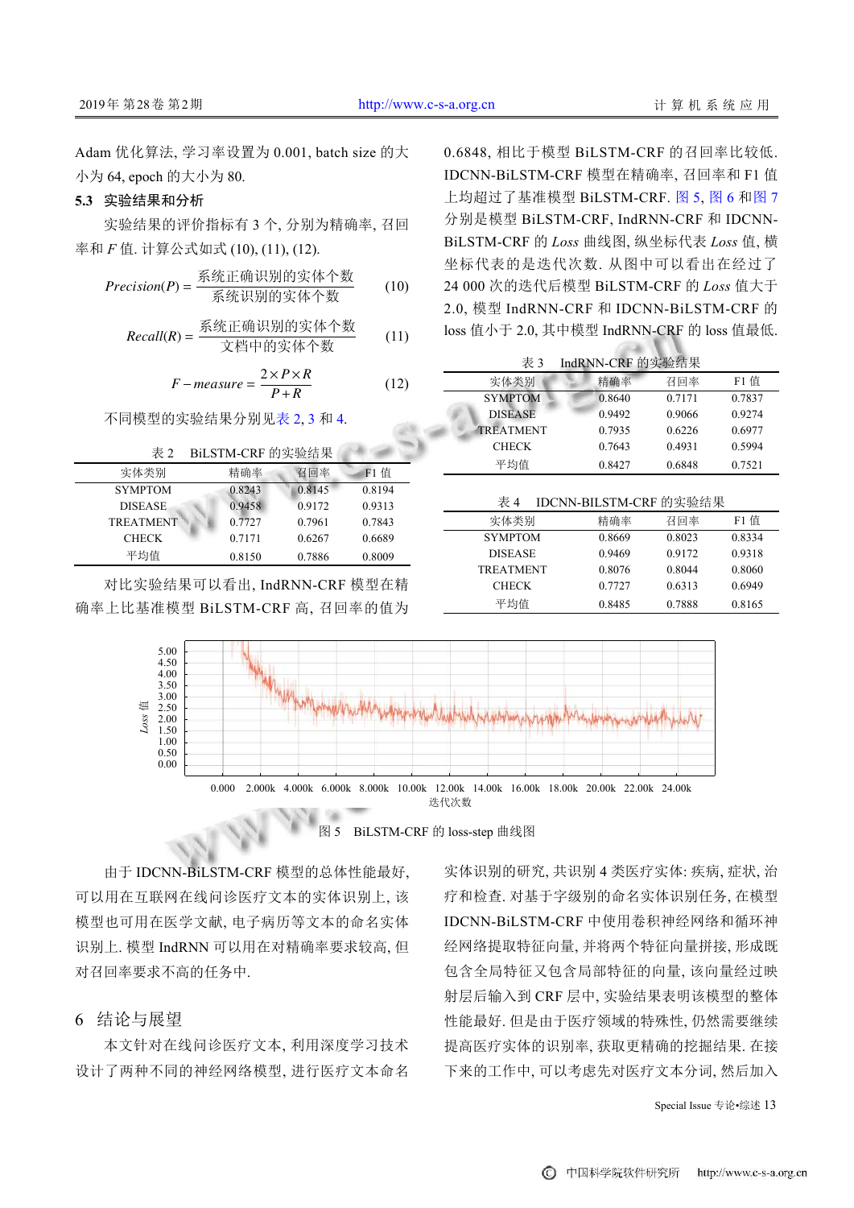Adam 优化算法, 学习率设置为 0.001, batch size 的大小为 64, epoch 的大小为 80.

### 5.3 实验结果和分析

实验结果的评价指标有 3 个, 分别为精确率, 召回率和 $F$ 值. 计算公式如式 (10), (11), (12).

$$Precision(P) = \frac{\text{系统正确识别的实体个数}}{\text{系统识别的实体个数}} \tag{10}$$

$$Recall(R) = \frac{\text{系统正确识别的实体个数}}{\text{文档中的实体个数}} \tag{11}$$

$$F-measure = \frac{2\times P\times R}{P+R} \tag{12}$$

不同模型的实验结果分别见表 2, 3 和 4.

表 2　BiLSTM-CRF 的实验结果

| 实体类别 | 精确率 | 召回率 | F1 值 |
|---|---|---|---|
| SYMPTOM | 0.8243 | 0.8145 | 0.8194 |
| DISEASE | 0.9458 | 0.9172 | 0.9313 |
| TREATMENT | 0.7727 | 0.7961 | 0.7843 |
| CHECK | 0.7171 | 0.6267 | 0.6689 |
| 平均值 | 0.8150 | 0.7886 | 0.8009 |

对比实验结果可以看出, IndRNN-CRF 模型在精确率上比基准模型 BiLSTM-CRF 高, 召回率的值为 0.6848, 相比于模型 BiLSTM-CRF 的召回率比较低. IDCNN-BiLSTM-CRF 模型在精确率, 召回率和 F1 值上均超过了基准模型 BiLSTM-CRF. 图 5, 图 6 和图 7 分别是模型 BiLSTM-CRF, IndRNN-CRF 和 IDCNN-BiLSTM-CRF 的 *Loss* 曲线图, 纵坐标代表 *Loss* 值, 横坐标代表的是迭代次数. 从图中可以看出在经过了 24 000 次的迭代后模型 BiLSTM-CRF 的 *Loss* 值大于 2.0, 模型 IndRNN-CRF 和 IDCNN-BiLSTM-CRF 的 loss 值小于 2.0, 其中模型 IndRNN-CRF 的 loss 值最低.

表 3　IndRNN-CRF 的实验结果

| 实体类别 | 精确率 | 召回率 | F1 值 |
|---|---|---|---|
| SYMPTOM | 0.8640 | 0.7171 | 0.7837 |
| DISEASE | 0.9492 | 0.9066 | 0.9274 |
| TREATMENT | 0.7935 | 0.6226 | 0.6977 |
| CHECK | 0.7643 | 0.4931 | 0.5994 |
| 平均值 | 0.8427 | 0.6848 | 0.7521 |

表 4　IDCNN-BILSTM-CRF 的实验结果

| 实体类别 | 精确率 | 召回率 | F1 值 |
|---|---|---|---|
| SYMPTOM | 0.8669 | 0.8023 | 0.8334 |
| DISEASE | 0.9469 | 0.9172 | 0.9318 |
| TREATMENT | 0.8076 | 0.8044 | 0.8060 |
| CHECK | 0.7727 | 0.6313 | 0.6949 |
| 平均值 | 0.8485 | 0.7888 | 0.8165 |

图 5　BiLSTM-CRF 的 loss-step 曲线图

由于 IDCNN-BiLSTM-CRF 模型的总体性能最好, 可以用在互联网在线问诊医疗文本的实体识别上, 该模型也可用在医学文献, 电子病历等文本的命名实体识别上. 模型 IndRNN 可以用在对精确率要求较高, 但对召回率要求不高的任务中.

## 6　结论与展望

本文针对在线问诊医疗文本, 利用深度学习技术设计了两种不同的神经网络模型, 进行医疗文本命名实体识别的研究, 共识别 4 类医疗实体: 疾病, 症状, 治疗和检查. 对基于字级别的命名实体识别任务, 在模型 IDCNN-BiLSTM-CRF 中使用卷积神经网络和循环神经网络提取特征向量, 并将两个特征向量拼接, 形成既包含全局特征又包含局部特征的向量, 该向量经过映射层后输入到 CRF 层中, 实验结果表明该模型的整体性能最好. 但是由于医疗领域的特殊性, 仍然需要继续提高医疗实体的识别率, 获取更精确的挖掘结果. 在接下来的工作中, 可以考虑先对医疗文本分词, 然后加入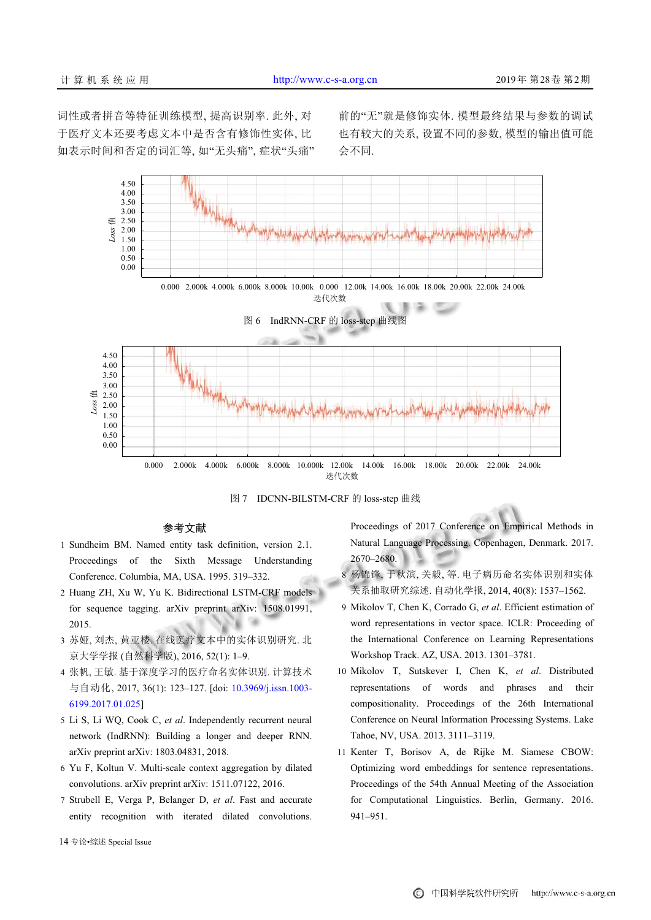词性或者拼音等特征训练模型, 提高识别率. 此外, 对于医疗文本还要考虑文本中是否含有修饰性实体, 比如表示时间和否定的词汇等, 如"无头痛", 症状"头痛"前的"无"就是修饰实体. 模型最终结果与参数的调试也有较大的关系, 设置不同的参数, 模型的输出值可能会不同.

4.50
4.00
3.50
3.00
2.50
2.00
1.50
1.00
0.50
0.00

*Loss* 值

0.000 2.000k 4.000k 6.000k 8.000k 10.00k 0.000 12.00k 14.00k 16.00k 18.00k 20.00k 22.00k 24.00k

迭代次数

图 6　IndRNN-CRF 的 loss-step 曲线图

4.50
4.00
3.50
3.00
2.50
2.00
1.50
1.00
0.50
0.00

*Loss* 值

0.000 2.000k 4.000k 6.000k 8.000k 10.000k 12.00k 14.00k 16.00k 18.00k 20.00k 22.00k 24.00k

迭代次数

图 7　IDCNN-BILSTM-CRF 的 loss-step 曲线

## 参考文献

1 Sundheim BM. Named entity task definition, version 2.1. Proceedings of the Sixth Message Understanding Conference. Columbia, MA, USA. 1995. 319–332.

2 Huang ZH, Xu W, Yu K. Bidirectional LSTM-CRF models for sequence tagging. arXiv preprint arXiv: 1508.01991, 2015.

3 苏娅, 刘杰, 黄亚楼. 在线医疗文本中的实体识别研究. 北京大学学报 (自然科学版), 2016, 52(1): 1–9.

4 张帆, 王敏. 基于深度学习的医疗命名实体识别. 计算技术与自动化, 2017, 36(1): 123–127. [doi: 10.3969/j.issn.1003-6199.2017.01.025]

5 Li S, Li WQ, Cook C, *et al*. Independently recurrent neural network (IndRNN): Building a longer and deeper RNN. arXiv preprint arXiv: 1803.04831, 2018.

6 Yu F, Koltun V. Multi-scale context aggregation by dilated convolutions. arXiv preprint arXiv: 1511.07122, 2016.

7 Strubell E, Verga P, Belanger D, *et al*. Fast and accurate entity recognition with iterated dilated convolutions. Proceedings of 2017 Conference on Empirical Methods in Natural Language Processing. Copenhagen, Denmark. 2017. 2670–2680.

8 杨锦锋, 于秋滨, 关毅, 等. 电子病历命名实体识别和实体关系抽取研究综述. 自动化学报, 2014, 40(8): 1537–1562.

9 Mikolov T, Chen K, Corrado G, *et al*. Efficient estimation of word representations in vector space. ICLR: Proceeding of the International Conference on Learning Representations Workshop Track. AZ, USA. 2013. 1301–3781.

10 Mikolov T, Sutskever I, Chen K, *et al*. Distributed representations of words and phrases and their compositionality. Proceedings of the 26th International Conference on Neural Information Processing Systems. Lake Tahoe, NV, USA. 2013. 3111–3119.

11 Kenter T, Borisov A, de Rijke M. Siamese CBOW: Optimizing word embeddings for sentence representations. Proceedings of the 54th Annual Meeting of the Association for Computational Linguistics. Berlin, Germany. 2016. 941–951.